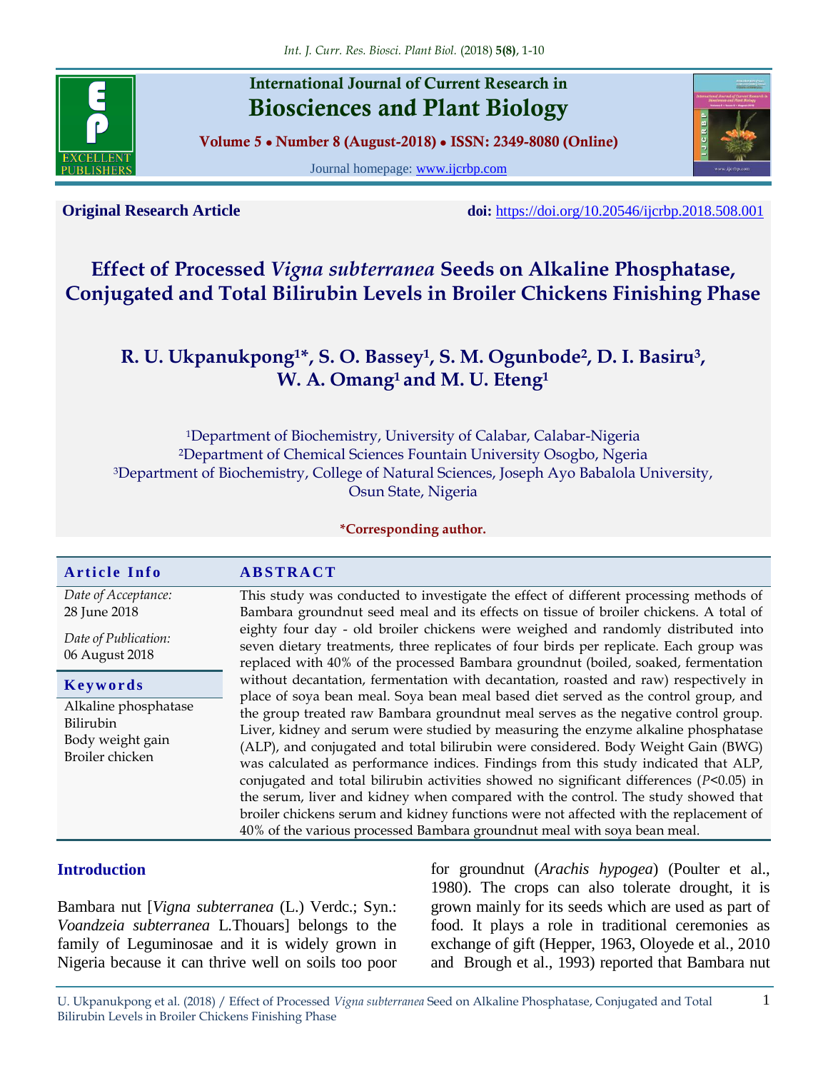International Journal of Current Research in

Biosciences and Plant Biology

Volume 5 • Number 8 (August-2018) • ISSN: 2349-8080 (Online)

Journal homepage: www.ijcrbp.com

**Original Research Article** **doi:** https://doi.org/10.20546/ijcrbp.2018.508.001

# Effect of Processed *Vigna subterranea* Seeds on Alkaline Phosphatase, Conjugated and Total Bilirubin Levels in Broiler Chickens Finishing Phase

**R. U. Ukpanukpong[1]*, S. O. Bassey[1], S. M. Ogunbode[2], D. I. Basiru[3], W. A. Omang[1] and M. U. Eteng[1]**

[1]Department of Biochemistry, University of Calabar, Calabar-Nigeria

[2]Department of Chemical Sciences Fountain University Osogbo, Ngeria

[3]Department of Biochemistry, College of Natural Sciences, Joseph Ayo Babalola University, Osun State, Nigeria

**\*Corresponding author.**

## Article Info

*Date of Acceptance:*
28 June 2018

*Date of Publication:*
06 August 2018

## Keywords

Alkaline phosphatase
Bilirubin
Body weight gain
Broiler chicken

## ABSTRACT

This study was conducted to investigate the effect of different processing methods of Bambara groundnut seed meal and its effects on tissue of broiler chickens. A total of eighty four day - old broiler chickens were weighed and randomly distributed into seven dietary treatments, three replicates of four birds per replicate. Each group was replaced with 40% of the processed Bambara groundnut (boiled, soaked, fermentation without decantation, fermentation with decantation, roasted and raw) respectively in place of soya bean meal. Soya bean meal based diet served as the control group, and the group treated raw Bambara groundnut meal serves as the negative control group. Liver, kidney and serum were studied by measuring the enzyme alkaline phosphatase (ALP), and conjugated and total bilirubin were considered. Body Weight Gain (BWG) was calculated as performance indices. Findings from this study indicated that ALP, conjugated and total bilirubin activities showed no significant differences ($P$<0.05) in the serum, liver and kidney when compared with the control. The study showed that broiler chickens serum and kidney functions were not affected with the replacement of 40% of the various processed Bambara groundnut meal with soya bean meal.

## Introduction

Bambara nut [*Vigna subterranea* (L.) Verdc.; Syn.: *Voandzeia subterranea* L.Thouars] belongs to the family of Leguminosae and it is widely grown in Nigeria because it can thrive well on soils too poor for groundnut (*Arachis hypogea*) (Poulter et al., 1980). The crops can also tolerate drought, it is grown mainly for its seeds which are used as part of food. It plays a role in traditional ceremonies as exchange of gift (Hepper, 1963, Oloyede et al., 2010 and Brough et al., 1993) reported that Bambara nut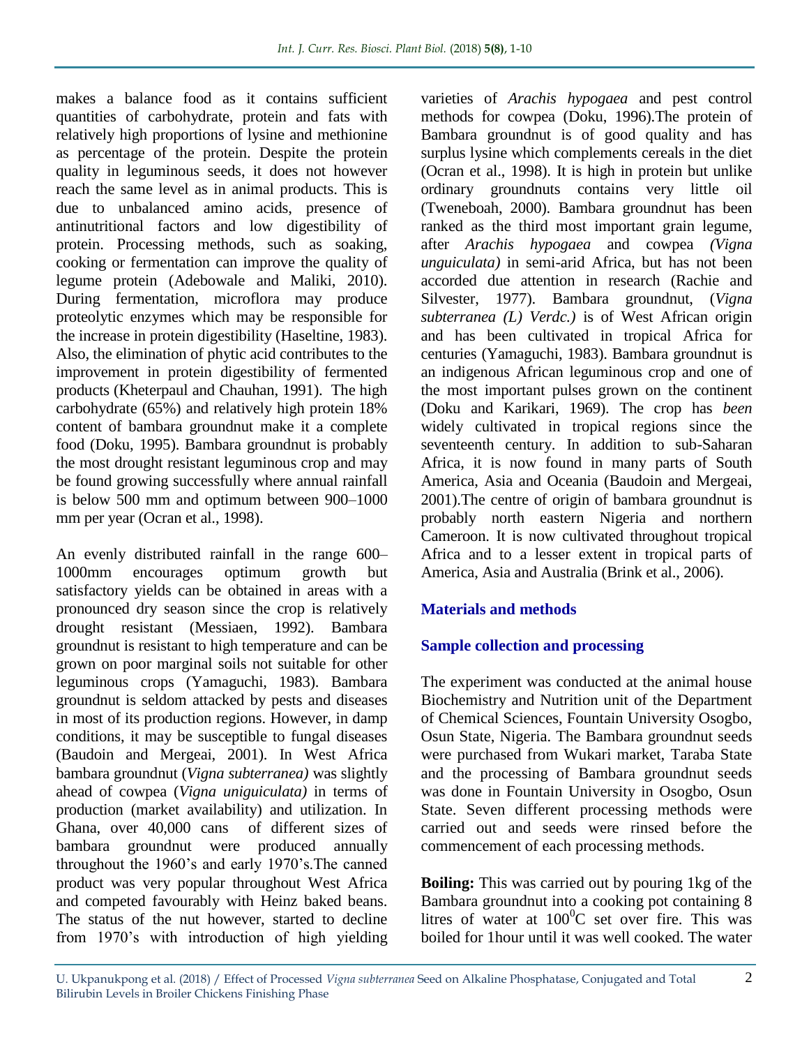makes a balance food as it contains sufficient quantities of carbohydrate, protein and fats with relatively high proportions of lysine and methionine as percentage of the protein. Despite the protein quality in leguminous seeds, it does not however reach the same level as in animal products. This is due to unbalanced amino acids, presence of antinutritional factors and low digestibility of protein. Processing methods, such as soaking, cooking or fermentation can improve the quality of legume protein (Adebowale and Maliki, 2010). During fermentation, microflora may produce proteolytic enzymes which may be responsible for the increase in protein digestibility (Haseltine, 1983). Also, the elimination of phytic acid contributes to the improvement in protein digestibility of fermented products (Kheterpaul and Chauhan, 1991). The high carbohydrate (65%) and relatively high protein 18% content of bambara groundnut make it a complete food (Doku, 1995). Bambara groundnut is probably the most drought resistant leguminous crop and may be found growing successfully where annual rainfall is below 500 mm and optimum between 900–1000 mm per year (Ocran et al., 1998).

An evenly distributed rainfall in the range 600–1000mm encourages optimum growth but satisfactory yields can be obtained in areas with a pronounced dry season since the crop is relatively drought resistant (Messiaen, 1992). Bambara groundnut is resistant to high temperature and can be grown on poor marginal soils not suitable for other leguminous crops (Yamaguchi, 1983). Bambara groundnut is seldom attacked by pests and diseases in most of its production regions. However, in damp conditions, it may be susceptible to fungal diseases (Baudoin and Mergeai, 2001). In West Africa bambara groundnut (*Vigna subterranea)* was slightly ahead of cowpea (*Vigna uniguiculata)* in terms of production (market availability) and utilization. In Ghana, over 40,000 cans of different sizes of bambara groundnut were produced annually throughout the 1960's and early 1970's.The canned product was very popular throughout West Africa and competed favourably with Heinz baked beans. The status of the nut however, started to decline from 1970's with introduction of high yielding varieties of *Arachis hypogaea* and pest control methods for cowpea (Doku, 1996).The protein of Bambara groundnut is of good quality and has surplus lysine which complements cereals in the diet (Ocran et al., 1998). It is high in protein but unlike ordinary groundnuts contains very little oil (Tweneboah, 2000). Bambara groundnut has been ranked as the third most important grain legume, after *Arachis hypogaea* and cowpea *(Vigna unguiculata)* in semi-arid Africa, but has not been accorded due attention in research (Rachie and Silvester, 1977). Bambara groundnut, (*Vigna subterranea (L) Verdc.)* is of West African origin and has been cultivated in tropical Africa for centuries (Yamaguchi, 1983). Bambara groundnut is an indigenous African leguminous crop and one of the most important pulses grown on the continent (Doku and Karikari, 1969). The crop has *been* widely cultivated in tropical regions since the seventeenth century. In addition to sub-Saharan Africa, it is now found in many parts of South America, Asia and Oceania (Baudoin and Mergeai, 2001).The centre of origin of bambara groundnut is probably north eastern Nigeria and northern Cameroon. It is now cultivated throughout tropical Africa and to a lesser extent in tropical parts of America, Asia and Australia (Brink et al., 2006).

## Materials and methods

### Sample collection and processing

The experiment was conducted at the animal house Biochemistry and Nutrition unit of the Department of Chemical Sciences, Fountain University Osogbo, Osun State, Nigeria. The Bambara groundnut seeds were purchased from Wukari market, Taraba State and the processing of Bambara groundnut seeds was done in Fountain University in Osogbo, Osun State. Seven different processing methods were carried out and seeds were rinsed before the commencement of each processing methods.

**Boiling:** This was carried out by pouring 1kg of the Bambara groundnut into a cooking pot containing 8 litres of water at $100^0$C set over fire. This was boiled for 1hour until it was well cooked. The water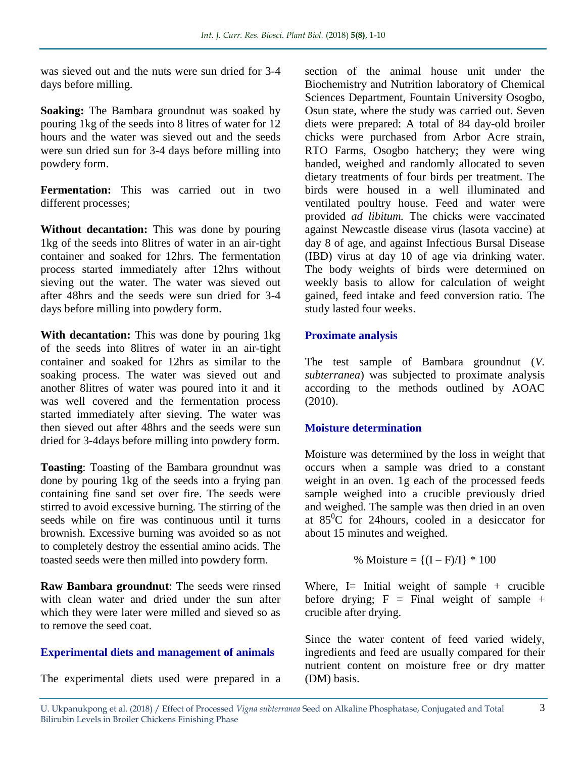was sieved out and the nuts were sun dried for 3-4 days before milling.

**Soaking:** The Bambara groundnut was soaked by pouring 1kg of the seeds into 8 litres of water for 12 hours and the water was sieved out and the seeds were sun dried sun for 3-4 days before milling into powdery form.

**Fermentation:** This was carried out in two different processes;

**Without decantation:** This was done by pouring 1kg of the seeds into 8litres of water in an air-tight container and soaked for 12hrs. The fermentation process started immediately after 12hrs without sieving out the water. The water was sieved out after 48hrs and the seeds were sun dried for 3-4 days before milling into powdery form.

**With decantation:** This was done by pouring 1kg of the seeds into 8litres of water in an air-tight container and soaked for 12hrs as similar to the soaking process. The water was sieved out and another 8litres of water was poured into it and it was well covered and the fermentation process started immediately after sieving. The water was then sieved out after 48hrs and the seeds were sun dried for 3-4days before milling into powdery form.

**Toasting**: Toasting of the Bambara groundnut was done by pouring 1kg of the seeds into a frying pan containing fine sand set over fire. The seeds were stirred to avoid excessive burning. The stirring of the seeds while on fire was continuous until it turns brownish. Excessive burning was avoided so as not to completely destroy the essential amino acids. The toasted seeds were then milled into powdery form.

**Raw Bambara groundnut**: The seeds were rinsed with clean water and dried under the sun after which they were later were milled and sieved so as to remove the seed coat.

## Experimental diets and management of animals

The experimental diets used were prepared in a section of the animal house unit under the Biochemistry and Nutrition laboratory of Chemical Sciences Department, Fountain University Osogbo, Osun state, where the study was carried out. Seven diets were prepared: A total of 84 day-old broiler chicks were purchased from Arbor Acre strain, RTO Farms, Osogbo hatchery; they were wing banded, weighed and randomly allocated to seven dietary treatments of four birds per treatment. The birds were housed in a well illuminated and ventilated poultry house. Feed and water were provided *ad libitum.* The chicks were vaccinated against Newcastle disease virus (lasota vaccine) at day 8 of age, and against Infectious Bursal Disease (IBD) virus at day 10 of age via drinking water. The body weights of birds were determined on weekly basis to allow for calculation of weight gained, feed intake and feed conversion ratio. The study lasted four weeks.

## Proximate analysis

The test sample of Bambara groundnut (*V. subterranea*) was subjected to proximate analysis according to the methods outlined by AOAC (2010).

## Moisture determination

Moisture was determined by the loss in weight that occurs when a sample was dried to a constant weight in an oven. 1g each of the processed feeds sample weighed into a crucible previously dried and weighed. The sample was then dried in an oven at $85^0$C for 24hours, cooled in a desiccator for about 15 minutes and weighed.

$$\% \text{ Moisture} = \{(I - F)/I\} * 100$$

Where, I= Initial weight of sample + crucible before drying; F = Final weight of sample + crucible after drying.

Since the water content of feed varied widely, ingredients and feed are usually compared for their nutrient content on moisture free or dry matter (DM) basis.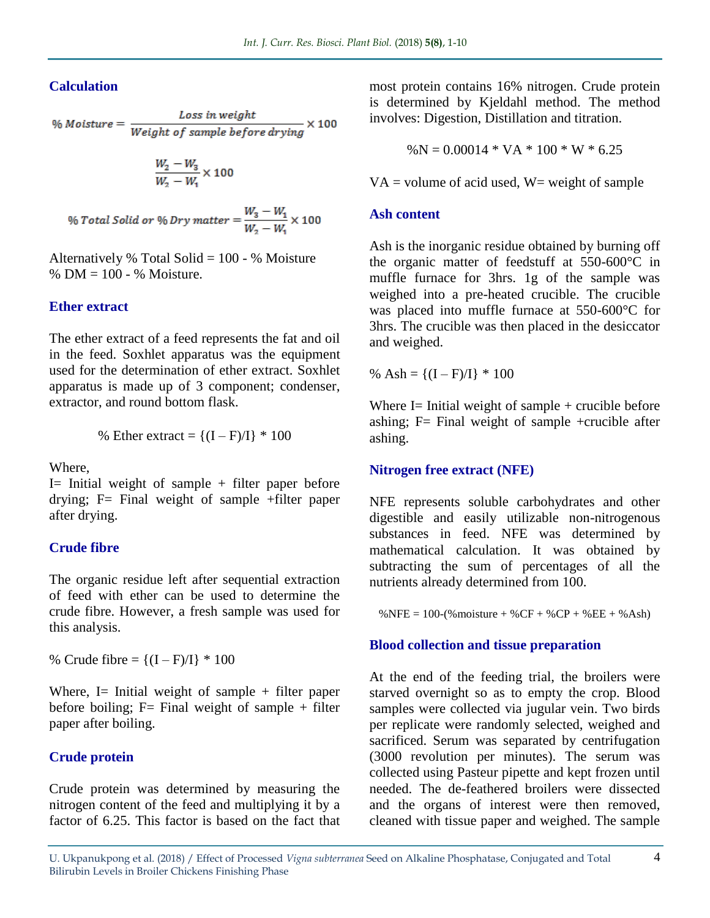### Calculation

$$\% \, Moisture = \frac{Loss \, in \, weight}{Weight \, of \, sample \, before \, drying} \times 100$$

$$\frac{W_2 - W_3}{W_2 - W_1} \times 100$$

$$\% \, Total \, Solid \, or \, \% \, Dry \, matter = \frac{W_3 - W_1}{W_2 - W_1} \times 100$$

Alternatively % Total Solid = 100 - % Moisture
% DM = 100 - % Moisture.

### Ether extract

The ether extract of a feed represents the fat and oil in the feed. Soxhlet apparatus was the equipment used for the determination of ether extract. Soxhlet apparatus is made up of 3 component; condenser, extractor, and round bottom flask.

$$\% \text{ Ether extract} = \{(I - F)/I\} * 100$$

Where,
I= Initial weight of sample + filter paper before drying; F= Final weight of sample +filter paper after drying.

### Crude fibre

The organic residue left after sequential extraction of feed with ether can be used to determine the crude fibre. However, a fresh sample was used for this analysis.

$$\% \text{ Crude fibre} = \{(I - F)/I\} * 100$$

Where, I= Initial weight of sample + filter paper before boiling; F= Final weight of sample + filter paper after boiling.

### Crude protein

Crude protein was determined by measuring the nitrogen content of the feed and multiplying it by a factor of 6.25. This factor is based on the fact that most protein contains 16% nitrogen. Crude protein is determined by Kjeldahl method. The method involves: Digestion, Distillation and titration.

$$\%N = 0.00014 * VA * 100 * W * 6.25$$

VA = volume of acid used, W= weight of sample

### Ash content

Ash is the inorganic residue obtained by burning off the organic matter of feedstuff at 550-600°C in muffle furnace for 3hrs. 1g of the sample was weighed into a pre-heated crucible. The crucible was placed into muffle furnace at 550-600°C for 3hrs. The crucible was then placed in the desiccator and weighed.

$$\% \text{ Ash} = \{(I - F)/I\} * 100$$

Where I= Initial weight of sample + crucible before ashing; F= Final weight of sample +crucible after ashing.

### Nitrogen free extract (NFE)

NFE represents soluble carbohydrates and other digestible and easily utilizable non-nitrogenous substances in feed. NFE was determined by mathematical calculation. It was obtained by subtracting the sum of percentages of all the nutrients already determined from 100.

$$\%NFE = 100-(\%moisture + \%CF + \%CP + \%EE + \%Ash)$$

### Blood collection and tissue preparation

At the end of the feeding trial, the broilers were starved overnight so as to empty the crop. Blood samples were collected via jugular vein. Two birds per replicate were randomly selected, weighed and sacrificed. Serum was separated by centrifugation (3000 revolution per minutes). The serum was collected using Pasteur pipette and kept frozen until needed. The de-feathered broilers were dissected and the organs of interest were then removed, cleaned with tissue paper and weighed. The sample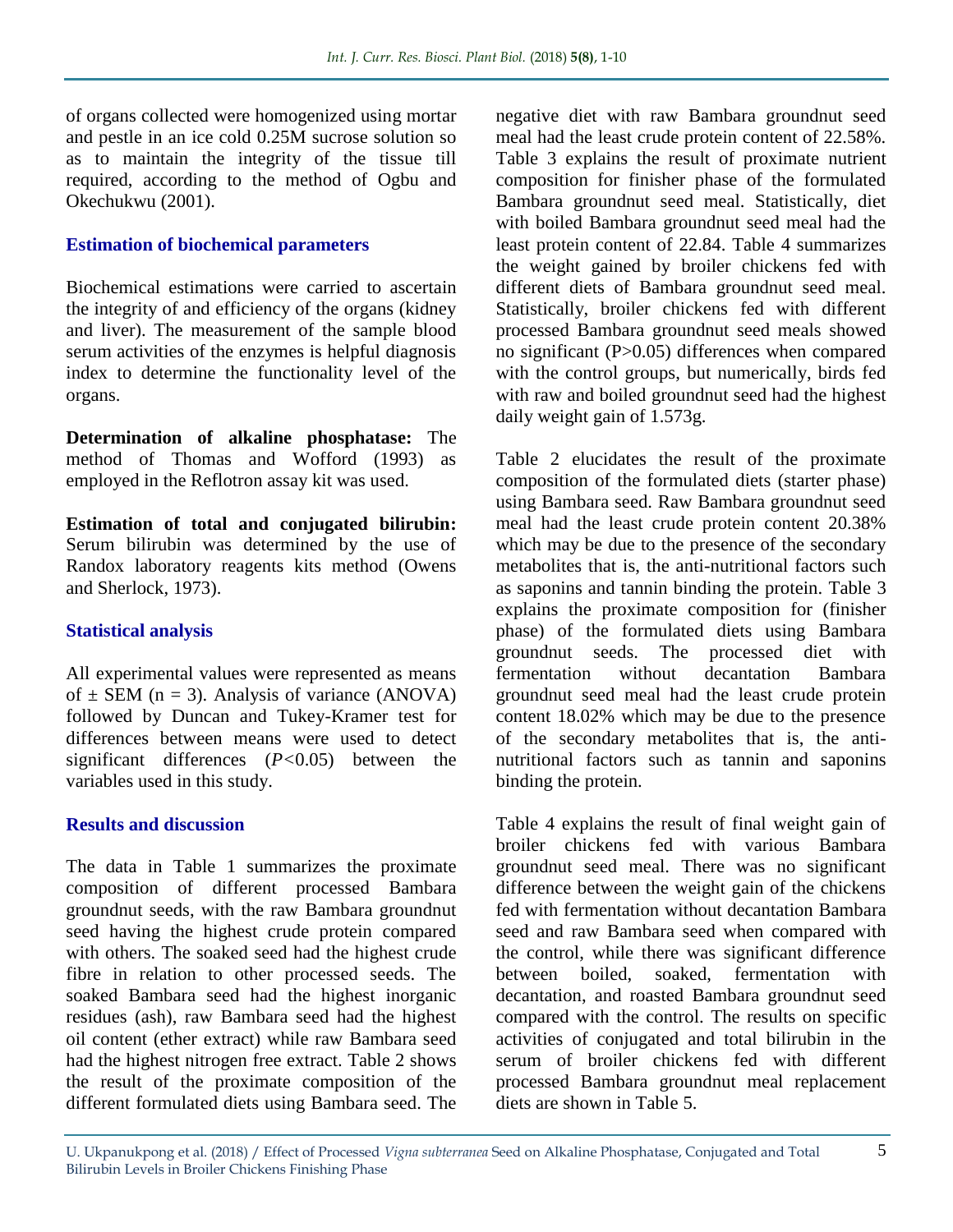of organs collected were homogenized using mortar and pestle in an ice cold 0.25M sucrose solution so as to maintain the integrity of the tissue till required, according to the method of Ogbu and Okechukwu (2001).

### Estimation of biochemical parameters

Biochemical estimations were carried to ascertain the integrity of and efficiency of the organs (kidney and liver). The measurement of the sample blood serum activities of the enzymes is helpful diagnosis index to determine the functionality level of the organs.

**Determination of alkaline phosphatase:** The method of Thomas and Wofford (1993) as employed in the Reflotron assay kit was used.

**Estimation of total and conjugated bilirubin:** Serum bilirubin was determined by the use of Randox laboratory reagents kits method (Owens and Sherlock, 1973).

### Statistical analysis

All experimental values were represented as means of ± SEM (n = 3). Analysis of variance (ANOVA) followed by Duncan and Tukey-Kramer test for differences between means were used to detect significant differences ($P<0.05$) between the variables used in this study.

### Results and discussion

The data in Table 1 summarizes the proximate composition of different processed Bambara groundnut seeds, with the raw Bambara groundnut seed having the highest crude protein compared with others. The soaked seed had the highest crude fibre in relation to other processed seeds. The soaked Bambara seed had the highest inorganic residues (ash), raw Bambara seed had the highest oil content (ether extract) while raw Bambara seed had the highest nitrogen free extract. Table 2 shows the result of the proximate composition of the different formulated diets using Bambara seed. The negative diet with raw Bambara groundnut seed meal had the least crude protein content of 22.58%. Table 3 explains the result of proximate nutrient composition for finisher phase of the formulated Bambara groundnut seed meal. Statistically, diet with boiled Bambara groundnut seed meal had the least protein content of 22.84. Table 4 summarizes the weight gained by broiler chickens fed with different diets of Bambara groundnut seed meal. Statistically, broiler chickens fed with different processed Bambara groundnut seed meals showed no significant ($P>0.05$) differences when compared with the control groups, but numerically, birds fed with raw and boiled groundnut seed had the highest daily weight gain of 1.573g.

Table 2 elucidates the result of the proximate composition of the formulated diets (starter phase) using Bambara seed. Raw Bambara groundnut seed meal had the least crude protein content 20.38% which may be due to the presence of the secondary metabolites that is, the anti-nutritional factors such as saponins and tannin binding the protein. Table 3 explains the proximate composition for (finisher phase) of the formulated diets using Bambara groundnut seeds. The processed diet with fermentation without decantation Bambara groundnut seed meal had the least crude protein content 18.02% which may be due to the presence of the secondary metabolites that is, the anti-nutritional factors such as tannin and saponins binding the protein.

Table 4 explains the result of final weight gain of broiler chickens fed with various Bambara groundnut seed meal. There was no significant difference between the weight gain of the chickens fed with fermentation without decantation Bambara seed and raw Bambara seed when compared with the control, while there was significant difference between boiled, soaked, fermentation with decantation, and roasted Bambara groundnut seed compared with the control. The results on specific activities of conjugated and total bilirubin in the serum of broiler chickens fed with different processed Bambara groundnut meal replacement diets are shown in Table 5.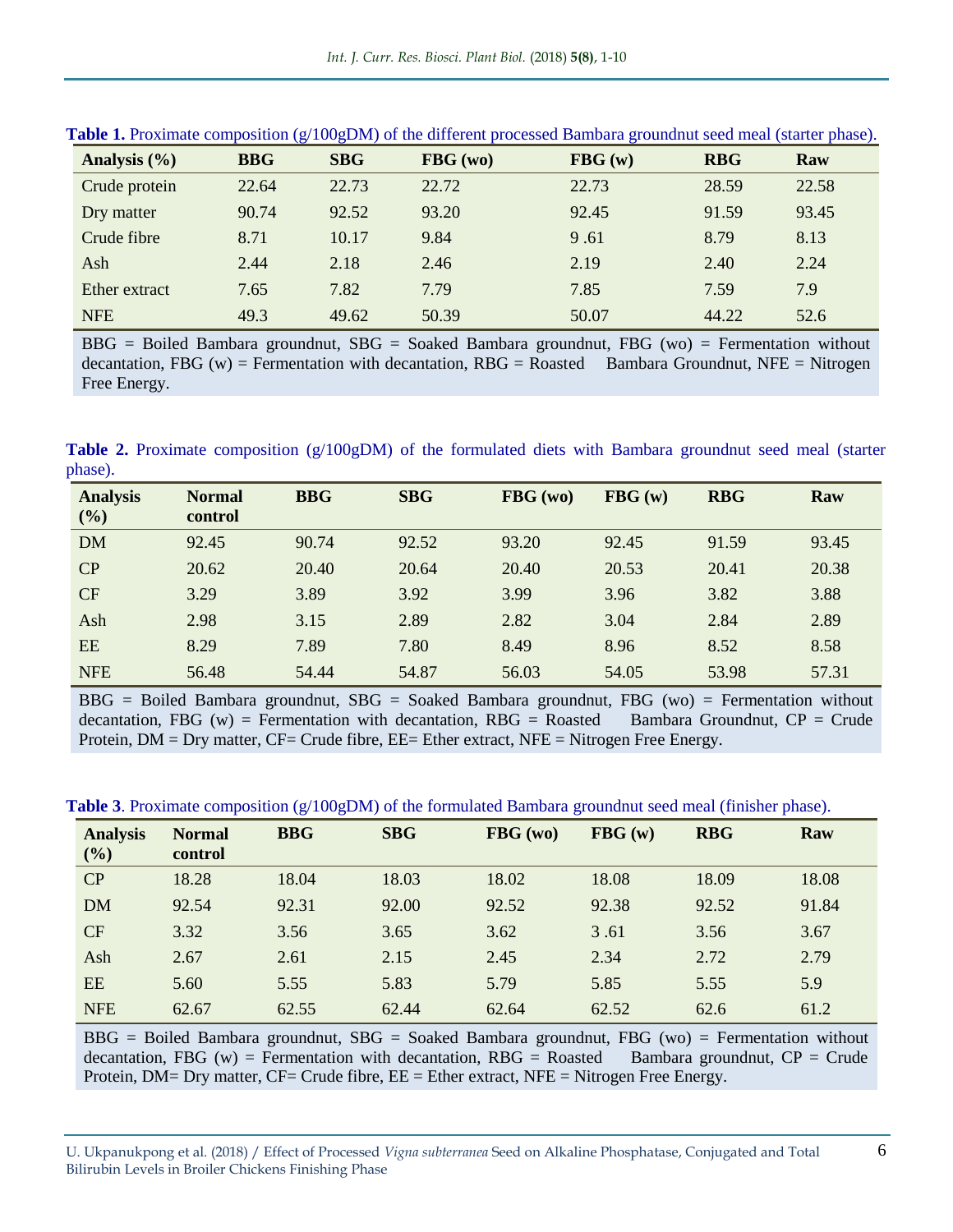**Table 1.** Proximate composition (g/100gDM) of the different processed Bambara groundnut seed meal (starter phase).

| Analysis (%) | BBG | SBG | FBG (wo) | FBG (w) | RBG | Raw |
|---|---|---|---|---|---|---|
| Crude protein | 22.64 | 22.73 | 22.72 | 22.73 | 28.59 | 22.58 |
| Dry matter | 90.74 | 92.52 | 93.20 | 92.45 | 91.59 | 93.45 |
| Crude fibre | 8.71 | 10.17 | 9.84 | 9 .61 | 8.79 | 8.13 |
| Ash | 2.44 | 2.18 | 2.46 | 2.19 | 2.40 | 2.24 |
| Ether extract | 7.65 | 7.82 | 7.79 | 7.85 | 7.59 | 7.9 |
| NFE | 49.3 | 49.62 | 50.39 | 50.07 | 44.22 | 52.6 |

BBG = Boiled Bambara groundnut, SBG = Soaked Bambara groundnut, FBG (wo) = Fermentation without decantation, FBG (w) = Fermentation with decantation, RBG = Roasted Bambara Groundnut, NFE = Nitrogen Free Energy.

**Table 2.** Proximate composition (g/100gDM) of the formulated diets with Bambara groundnut seed meal (starter phase).

| Analysis (%) | Normal control | BBG | SBG | FBG (wo) | FBG (w) | RBG | Raw |
|---|---|---|---|---|---|---|---|
| DM | 92.45 | 90.74 | 92.52 | 93.20 | 92.45 | 91.59 | 93.45 |
| CP | 20.62 | 20.40 | 20.64 | 20.40 | 20.53 | 20.41 | 20.38 |
| CF | 3.29 | 3.89 | 3.92 | 3.99 | 3.96 | 3.82 | 3.88 |
| Ash | 2.98 | 3.15 | 2.89 | 2.82 | 3.04 | 2.84 | 2.89 |
| EE | 8.29 | 7.89 | 7.80 | 8.49 | 8.96 | 8.52 | 8.58 |
| NFE | 56.48 | 54.44 | 54.87 | 56.03 | 54.05 | 53.98 | 57.31 |

BBG = Boiled Bambara groundnut, SBG = Soaked Bambara groundnut, FBG (wo) = Fermentation without decantation, FBG (w) = Fermentation with decantation, RBG = Roasted Bambara Groundnut, CP = Crude Protein, DM = Dry matter, CF= Crude fibre, EE= Ether extract, NFE = Nitrogen Free Energy.

**Table 3**. Proximate composition (g/100gDM) of the formulated Bambara groundnut seed meal (finisher phase).

| Analysis (%) | Normal control | BBG | SBG | FBG (wo) | FBG (w) | RBG | Raw |
|---|---|---|---|---|---|---|---|
| CP | 18.28 | 18.04 | 18.03 | 18.02 | 18.08 | 18.09 | 18.08 |
| DM | 92.54 | 92.31 | 92.00 | 92.52 | 92.38 | 92.52 | 91.84 |
| CF | 3.32 | 3.56 | 3.65 | 3.62 | 3 .61 | 3.56 | 3.67 |
| Ash | 2.67 | 2.61 | 2.15 | 2.45 | 2.34 | 2.72 | 2.79 |
| EE | 5.60 | 5.55 | 5.83 | 5.79 | 5.85 | 5.55 | 5.9 |
| NFE | 62.67 | 62.55 | 62.44 | 62.64 | 62.52 | 62.6 | 61.2 |

BBG = Boiled Bambara groundnut, SBG = Soaked Bambara groundnut, FBG (wo) = Fermentation without decantation, FBG (w) = Fermentation with decantation, RBG = Roasted Bambara groundnut, CP = Crude Protein, DM= Dry matter, CF= Crude fibre, EE = Ether extract, NFE = Nitrogen Free Energy.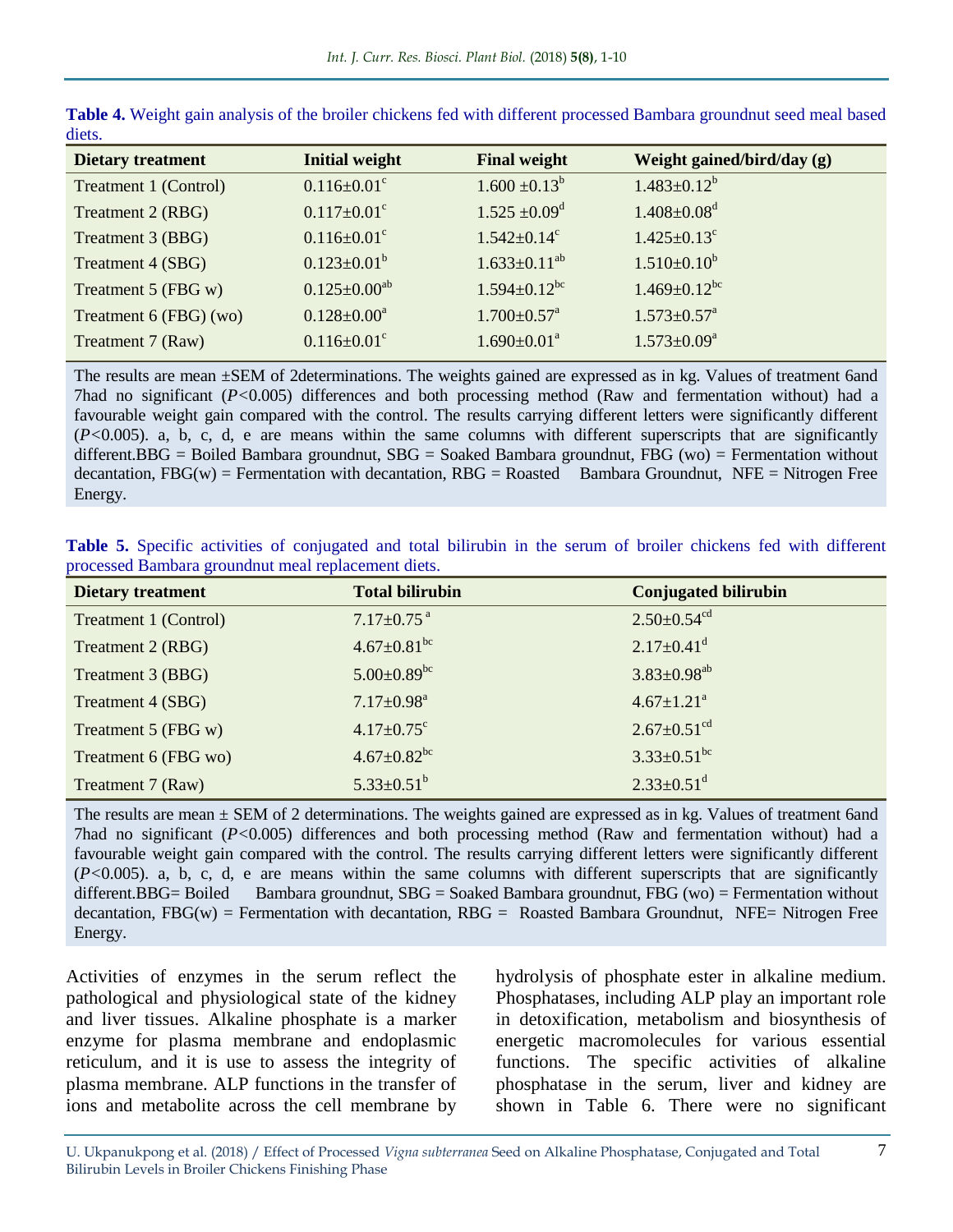**Table 4.** Weight gain analysis of the broiler chickens fed with different processed Bambara groundnut seed meal based diets.

| Dietary treatment | Initial weight | Final weight | Weight gained/bird/day (g) |
|---|---|---|---|
| Treatment 1 (Control) | $0.116\pm0.01^{c}$ | $1.600\pm0.13^{b}$ | $1.483\pm0.12^{b}$ |
| Treatment 2 (RBG) | $0.117\pm0.01^{c}$ | $1.525\pm0.09^{d}$ | $1.408\pm0.08^{d}$ |
| Treatment 3 (BBG) | $0.116\pm0.01^{c}$ | $1.542\pm0.14^{c}$ | $1.425\pm0.13^{c}$ |
| Treatment 4 (SBG) | $0.123\pm0.01^{b}$ | $1.633\pm0.11^{ab}$ | $1.510\pm0.10^{b}$ |
| Treatment 5 (FBG w) | $0.125\pm0.00^{ab}$ | $1.594\pm0.12^{bc}$ | $1.469\pm0.12^{bc}$ |
| Treatment 6 (FBG) (wo) | $0.128\pm0.00^{a}$ | $1.700\pm0.57^{a}$ | $1.573\pm0.57^{a}$ |
| Treatment 7 (Raw) | $0.116\pm0.01^{c}$ | $1.690\pm0.01^{a}$ | $1.573\pm0.09^{a}$ |

The results are mean ±SEM of 2determinations. The weights gained are expressed as in kg. Values of treatment 6and 7had no significant ($P<0.005$) differences and both processing method (Raw and fermentation without) had a favourable weight gain compared with the control. The results carrying different letters were significantly different ($P<0.005$). a, b, c, d, e are means within the same columns with different superscripts that are significantly different.BBG = Boiled Bambara groundnut, SBG = Soaked Bambara groundnut, FBG (wo) = Fermentation without decantation, FBG(w) = Fermentation with decantation, RBG = Roasted Bambara Groundnut, NFE = Nitrogen Free Energy.

**Table 5.** Specific activities of conjugated and total bilirubin in the serum of broiler chickens fed with different processed Bambara groundnut meal replacement diets.

| Dietary treatment | Total bilirubin | Conjugated bilirubin |
|---|---|---|
| Treatment 1 (Control) | $7.17\pm0.75^{a}$ | $2.50\pm0.54^{cd}$ |
| Treatment 2 (RBG) | $4.67\pm0.81^{bc}$ | $2.17\pm0.41^{d}$ |
| Treatment 3 (BBG) | $5.00\pm0.89^{bc}$ | $3.83\pm0.98^{ab}$ |
| Treatment 4 (SBG) | $7.17\pm0.98^{a}$ | $4.67\pm1.21^{a}$ |
| Treatment 5 (FBG w) | $4.17\pm0.75^{c}$ | $2.67\pm0.51^{cd}$ |
| Treatment 6 (FBG wo) | $4.67\pm0.82^{bc}$ | $3.33\pm0.51^{bc}$ |
| Treatment 7 (Raw) | $5.33\pm0.51^{b}$ | $2.33\pm0.51^{d}$ |

The results are mean ± SEM of 2 determinations. The weights gained are expressed as in kg. Values of treatment 6and 7had no significant ($P<0.005$) differences and both processing method (Raw and fermentation without) had a favourable weight gain compared with the control. The results carrying different letters were significantly different ($P<0.005$). a, b, c, d, e are means within the same columns with different superscripts that are significantly different.BBG= Boiled Bambara groundnut, SBG = Soaked Bambara groundnut, FBG (wo) = Fermentation without decantation, FBG(w) = Fermentation with decantation, RBG = Roasted Bambara Groundnut, NFE= Nitrogen Free Energy.

Activities of enzymes in the serum reflect the pathological and physiological state of the kidney and liver tissues. Alkaline phosphate is a marker enzyme for plasma membrane and endoplasmic reticulum, and it is use to assess the integrity of plasma membrane. ALP functions in the transfer of ions and metabolite across the cell membrane by hydrolysis of phosphate ester in alkaline medium. Phosphatases, including ALP play an important role in detoxification, metabolism and biosynthesis of energetic macromolecules for various essential functions. The specific activities of alkaline phosphatase in the serum, liver and kidney are shown in Table 6. There were no significant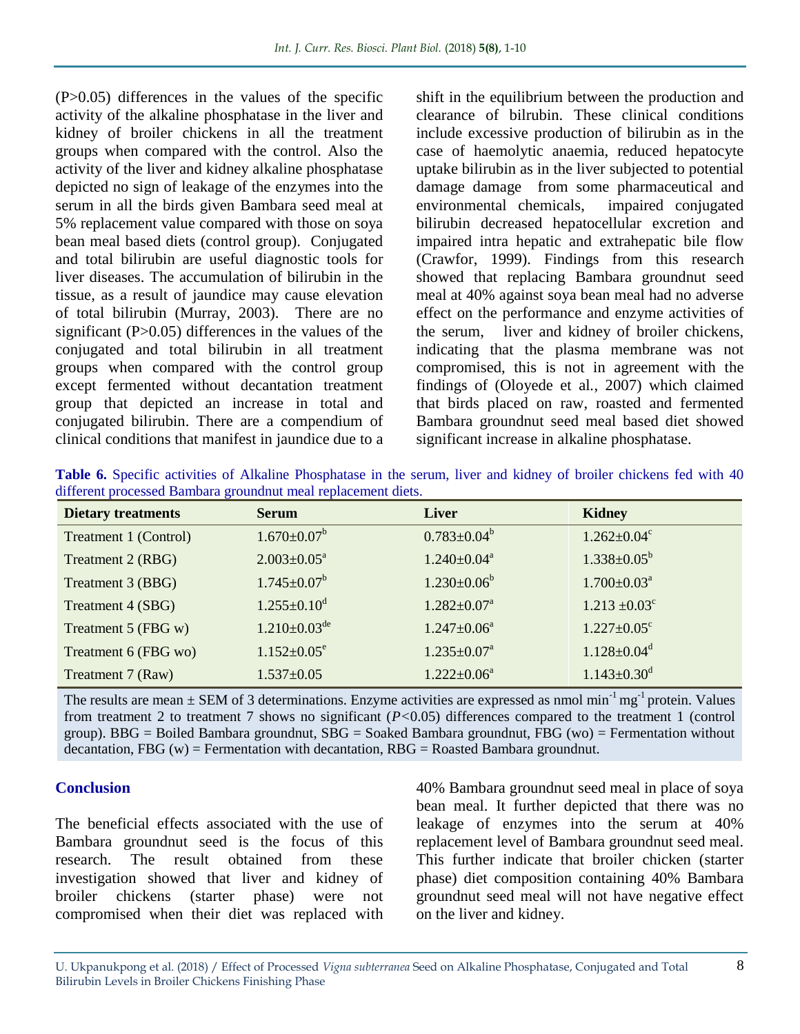(P>0.05) differences in the values of the specific activity of the alkaline phosphatase in the liver and kidney of broiler chickens in all the treatment groups when compared with the control. Also the activity of the liver and kidney alkaline phosphatase depicted no sign of leakage of the enzymes into the serum in all the birds given Bambara seed meal at 5% replacement value compared with those on soya bean meal based diets (control group). Conjugated and total bilirubin are useful diagnostic tools for liver diseases. The accumulation of bilirubin in the tissue, as a result of jaundice may cause elevation of total bilirubin (Murray, 2003). There are no significant (P>0.05) differences in the values of the conjugated and total bilirubin in all treatment groups when compared with the control group except fermented without decantation treatment group that depicted an increase in total and conjugated bilirubin. There are a compendium of clinical conditions that manifest in jaundice due to a shift in the equilibrium between the production and clearance of bilrubin. These clinical conditions include excessive production of bilirubin as in the case of haemolytic anaemia, reduced hepatocyte uptake bilirubin as in the liver subjected to potential damage damage from some pharmaceutical and environmental chemicals, impaired conjugated bilirubin decreased hepatocellular excretion and impaired intra hepatic and extrahepatic bile flow (Crawfor, 1999). Findings from this research showed that replacing Bambara groundnut seed meal at 40% against soya bean meal had no adverse effect on the performance and enzyme activities of the serum, liver and kidney of broiler chickens, indicating that the plasma membrane was not compromised, this is not in agreement with the findings of (Oloyede et al., 2007) which claimed that birds placed on raw, roasted and fermented Bambara groundnut seed meal based diet showed significant increase in alkaline phosphatase.

**Table 6.** Specific activities of Alkaline Phosphatase in the serum, liver and kidney of broiler chickens fed with 40 different processed Bambara groundnut meal replacement diets.

| Dietary treatments | Serum | Liver | Kidney |
|---|---|---|---|
| Treatment 1 (Control) | 1.670±0.07[b] | 0.783±0.04[b] | 1.262±0.04[c] |
| Treatment 2 (RBG) | 2.003±0.05[a] | 1.240±0.04[a] | 1.338±0.05[b] |
| Treatment 3 (BBG) | 1.745±0.07[b] | 1.230±0.06[b] | 1.700±0.03[a] |
| Treatment 4 (SBG) | 1.255±0.10[d] | 1.282±0.07[a] | 1.213 ±0.03[c] |
| Treatment 5 (FBG w) | 1.210±0.03[de] | 1.247±0.06[a] | 1.227±0.05[c] |
| Treatment 6 (FBG wo) | 1.152±0.05[e] | 1.235±0.07[a] | 1.128±0.04[d] |
| Treatment 7 (Raw) | 1.537±0.05 | 1.222±0.06[a] | 1.143±0.30[d] |

The results are mean ± SEM of 3 determinations. Enzyme activities are expressed as nmol $min^{-1}$ $mg^{-1}$ protein. Values from treatment 2 to treatment 7 shows no significant ($P$<0.05) differences compared to the treatment 1 (control group). BBG = Boiled Bambara groundnut, SBG = Soaked Bambara groundnut, FBG (wo) = Fermentation without decantation, FBG (w) = Fermentation with decantation, RBG = Roasted Bambara groundnut.

## Conclusion

The beneficial effects associated with the use of Bambara groundnut seed is the focus of this research. The result obtained from these investigation showed that liver and kidney of broiler chickens (starter phase) were not compromised when their diet was replaced with 40% Bambara groundnut seed meal in place of soya bean meal. It further depicted that there was no leakage of enzymes into the serum at 40% replacement level of Bambara groundnut seed meal. This further indicate that broiler chicken (starter phase) diet composition containing 40% Bambara groundnut seed meal will not have negative effect on the liver and kidney.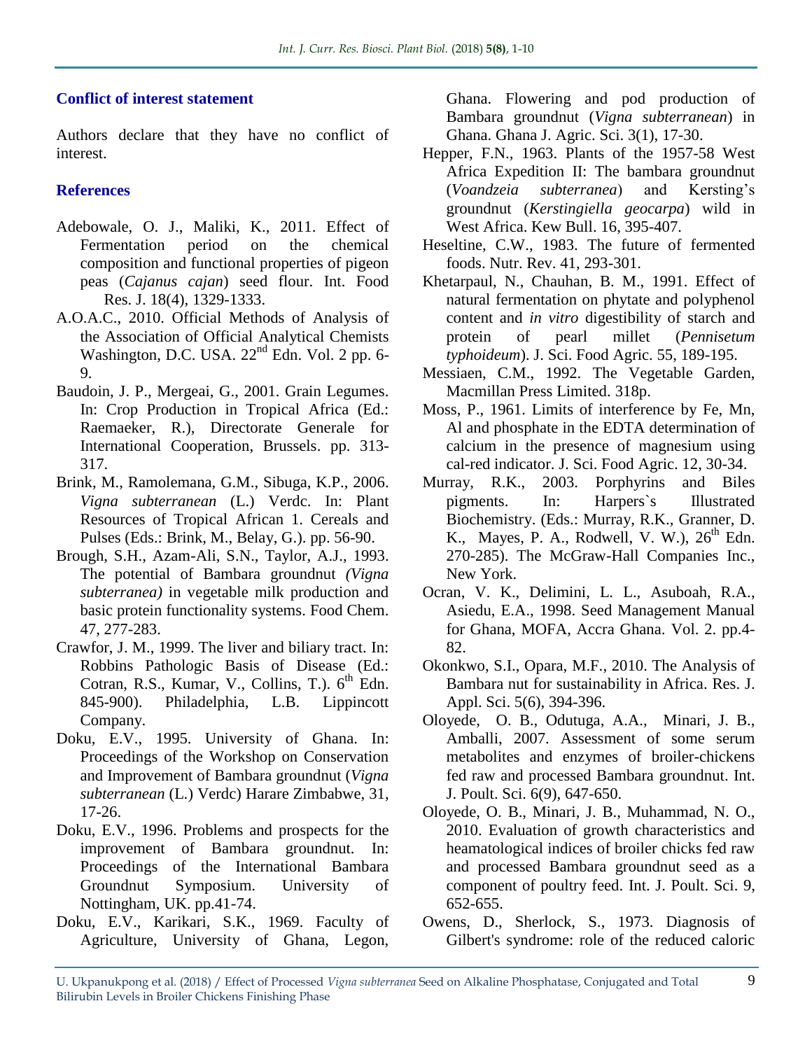## Conflict of interest statement

Authors declare that they have no conflict of interest.

## References

Adebowale, O. J., Maliki, K., 2011. Effect of Fermentation period on the chemical composition and functional properties of pigeon peas (*Cajanus cajan*) seed flour. Int. Food Res. J. 18(4), 1329-1333.

A.O.A.C., 2010. Official Methods of Analysis of the Association of Official Analytical Chemists Washington, D.C. USA. 22nd Edn. Vol. 2 pp. 6-9.

Baudoin, J. P., Mergeai, G., 2001. Grain Legumes. In: Crop Production in Tropical Africa (Ed.: Raemaeker, R.), Directorate Generale for International Cooperation, Brussels. pp. 313-317.

Brink, M., Ramolemana, G.M., Sibuga, K.P., 2006. *Vigna subterranean* (L.) Verdc. In: Plant Resources of Tropical African 1. Cereals and Pulses (Eds.: Brink, M., Belay, G.). pp. 56-90.

Brough, S.H., Azam-Ali, S.N., Taylor, A.J., 1993. The potential of Bambara groundnut *(Vigna subterranea)* in vegetable milk production and basic protein functionality systems. Food Chem. 47, 277-283.

Crawfor, J. M., 1999. The liver and biliary tract. In: Robbins Pathologic Basis of Disease (Ed.: Cotran, R.S., Kumar, V., Collins, T.). 6th Edn. 845-900). Philadelphia, L.B. Lippincott Company.

Doku, E.V., 1995. University of Ghana. In: Proceedings of the Workshop on Conservation and Improvement of Bambara groundnut (*Vigna subterranean* (L.) Verdc) Harare Zimbabwe, 31, 17-26.

Doku, E.V., 1996. Problems and prospects for the improvement of Bambara groundnut. In: Proceedings of the International Bambara Groundnut Symposium. University of Nottingham, UK. pp.41-74.

Doku, E.V., Karikari, S.K., 1969. Faculty of Agriculture, University of Ghana, Legon, Ghana. Flowering and pod production of Bambara groundnut (*Vigna subterranean*) in Ghana. Ghana J. Agric. Sci. 3(1), 17-30.

Hepper, F.N., 1963. Plants of the 1957-58 West Africa Expedition II: The bambara groundnut (*Voandzeia subterranea*) and Kersting's groundnut (*Kerstingiella geocarpa*) wild in West Africa. Kew Bull. 16, 395-407.

Heseltine, C.W., 1983. The future of fermented foods. Nutr. Rev. 41, 293-301.

Khetarpaul, N., Chauhan, B. M., 1991. Effect of natural fermentation on phytate and polyphenol content and *in vitro* digestibility of starch and protein of pearl millet (*Pennisetum typhoideum*). J. Sci. Food Agric. 55, 189-195.

Messiaen, C.M., 1992. The Vegetable Garden, Macmillan Press Limited. 318p.

Moss, P., 1961. Limits of interference by Fe, Mn, Al and phosphate in the EDTA determination of calcium in the presence of magnesium using cal-red indicator. J. Sci. Food Agric. 12, 30-34.

Murray, R.K., 2003. Porphyrins and Biles pigments. In: Harper`s Illustrated Biochemistry. (Eds.: Murray, R.K., Granner, D. K., Mayes, P. A., Rodwell, V. W.), 26th Edn. 270-285). The McGraw-Hall Companies Inc., New York.

Ocran, V. K., Delimini, L. L., Asuboah, R.A., Asiedu, E.A., 1998. Seed Management Manual for Ghana, MOFA, Accra Ghana. Vol. 2. pp.4-82.

Okonkwo, S.I., Opara, M.F., 2010. The Analysis of Bambara nut for sustainability in Africa. Res. J. Appl. Sci. 5(6), 394-396.

Oloyede, O. B., Odutuga, A.A., Minari, J. B., Amballi, 2007. Assessment of some serum metabolites and enzymes of broiler-chickens fed raw and processed Bambara groundnut. Int. J. Poult. Sci. 6(9), 647-650.

Oloyede, O. B., Minari, J. B., Muhammad, N. O., 2010. Evaluation of growth characteristics and heamatological indices of broiler chicks fed raw and processed Bambara groundnut seed as a component of poultry feed. Int. J. Poult. Sci. 9, 652-655.

Owens, D., Sherlock, S., 1973. Diagnosis of Gilbert's syndrome: role of the reduced caloric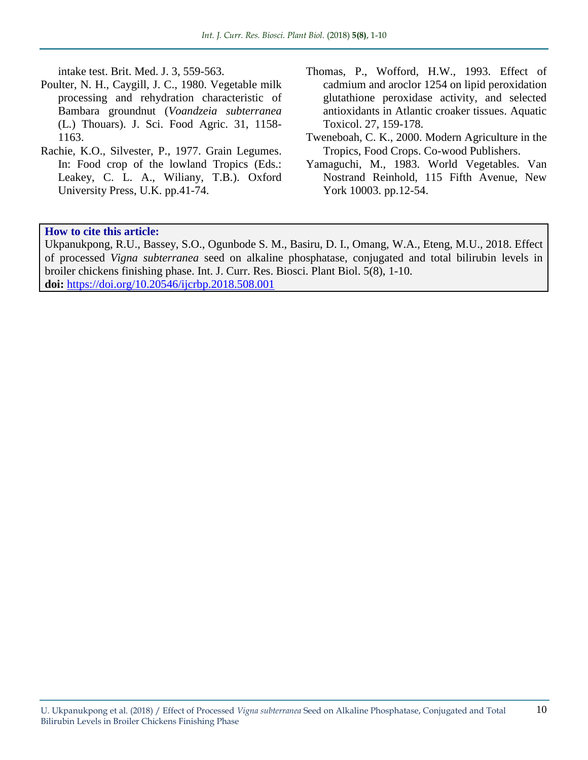intake test. Brit. Med. J. 3, 559-563.

Poulter, N. H., Caygill, J. C., 1980. Vegetable milk processing and rehydration characteristic of Bambara groundnut (*Voandzeia subterranea* (L.) Thouars). J. Sci. Food Agric. 31, 1158-1163.

Rachie, K.O., Silvester, P., 1977. Grain Legumes. In: Food crop of the lowland Tropics (Eds.: Leakey, C. L. A., Wiliany, T.B.). Oxford University Press, U.K. pp.41-74.

Thomas, P., Wofford, H.W., 1993. Effect of cadmium and aroclor 1254 on lipid peroxidation glutathione peroxidase activity, and selected antioxidants in Atlantic croaker tissues. Aquatic Toxicol. 27, 159-178.

Tweneboah, C. K., 2000. Modern Agriculture in the Tropics, Food Crops. Co-wood Publishers.

Yamaguchi, M., 1983. World Vegetables. Van Nostrand Reinhold, 115 Fifth Avenue, New York 10003. pp.12-54.

**How to cite this article:**

Ukpanukpong, R.U., Bassey, S.O., Ogunbode S. M., Basiru, D. I., Omang, W.A., Eteng, M.U., 2018. Effect of processed *Vigna subterranea* seed on alkaline phosphatase, conjugated and total bilirubin levels in broiler chickens finishing phase. Int. J. Curr. Res. Biosci. Plant Biol. 5(8), 1-10.

**doi:** https://doi.org/10.20546/ijcrbp.2018.508.001